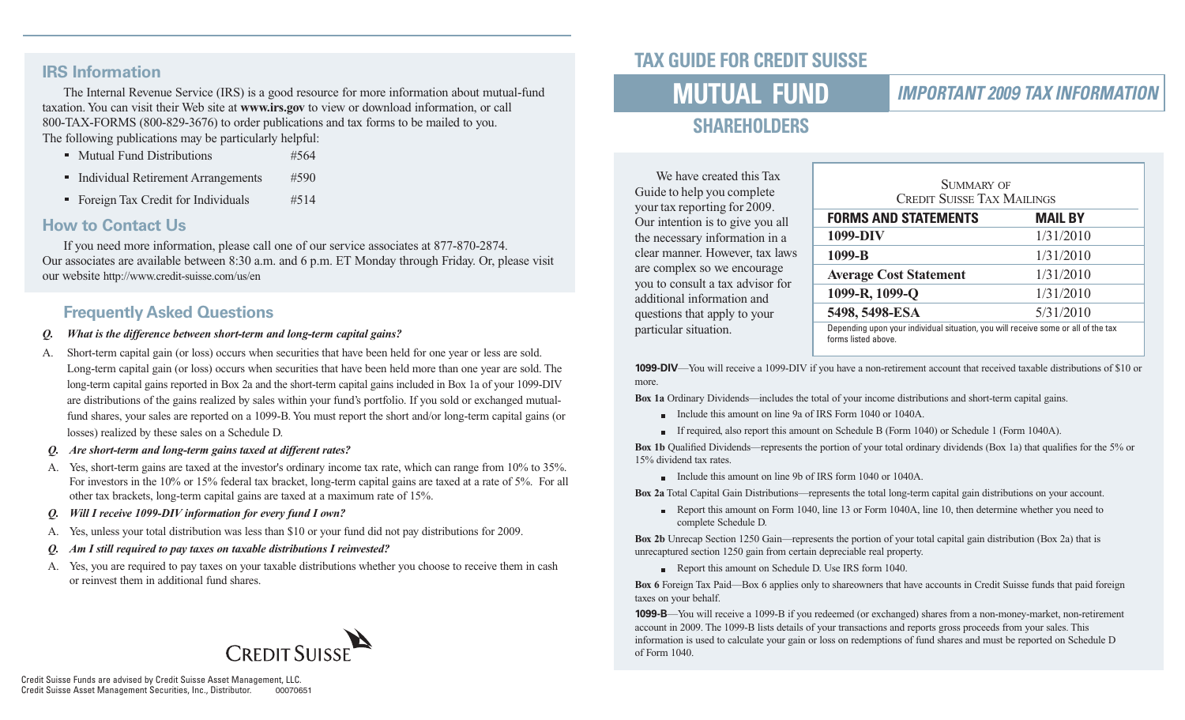## IRS Information

The Internal Revenue Service (IRS) is a good resource for more information about mutual-fund taxation. You can visit their Web site at **www.irs.gov** to view or download information, or call 800-TAX-FORMS (800-829-3676) to order publications and tax forms to be mailed to you. The following publications may be particularly helpful:

- Mutual Fund Distributions #564
- Individual Retirement Arrangements #590
- Foreign Tax Credit for Individuals #514

## How to Contact Us

If you need more information, please call one of our service associates at 877-870-2874. Our associates are available between 8:30 a.m. and 6 p.m. ET Monday through Friday. Or, please visit our website http://www.credit-suisse.com/us/en

## Frequently Asked Questions

***Q. What is the difference between short-term and long-term capital gains?***

A. Short-term capital gain (or loss) occurs when securities that have been held for one year or less are sold. Long-term capital gain (or loss) occurs when securities that have been held more than one year are sold. The long-term capital gains reported in Box 2a and the short-term capital gains included in Box 1a of your 1099-DIV are distributions of the gains realized by sales within your fund's portfolio. If you sold or exchanged mutual-fund shares, your sales are reported on a 1099-B. You must report the short and/or long-term capital gains (or losses) realized by these sales on a Schedule D.

***Q. Are short-term and long-term gains taxed at different rates?***

A. Yes, short-term gains are taxed at the investor's ordinary income tax rate, which can range from 10% to 35%. For investors in the 10% or 15% federal tax bracket, long-term capital gains are taxed at a rate of 5%. For all other tax brackets, long-term capital gains are taxed at a maximum rate of 15%.

***Q. Will I receive 1099-DIV information for every fund I own?***

A. Yes, unless your total distribution was less than $10 or your fund did not pay distributions for 2009.

***Q. Am I still required to pay taxes on taxable distributions I reinvested?***

A. Yes, you are required to pay taxes on your taxable distributions whether you choose to receive them in cash or reinvest them in additional fund shares.

Credit Suisse

Credit Suisse Funds are advised by Credit Suisse Asset Management, LLC.
Credit Suisse Asset Management Securities, Inc., Distributor. 00070651

# TAX GUIDE FOR CREDIT SUISSE MUTUAL FUND SHAREHOLDERS

## IMPORTANT 2009 TAX INFORMATION

We have created this Tax Guide to help you complete your tax reporting for 2009. Our intention is to give you all the necessary information in a clear manner. However, tax laws are complex so we encourage you to consult a tax advisor for additional information and questions that apply to your particular situation.

**Summary of Credit Suisse Tax Mailings**

| FORMS AND STATEMENTS | MAIL BY |
|---|---|
| 1099-DIV | 1/31/2010 |
| 1099-B | 1/31/2010 |
| Average Cost Statement | 1/31/2010 |
| 1099-R, 1099-Q | 1/31/2010 |
| 5498, 5498-ESA | 5/31/2010 |

Depending upon your individual situation, you will receive some or all of the tax forms listed above.

**1099-DIV**—You will receive a 1099-DIV if you have a non-retirement account that received taxable distributions of $10 or more.

**Box 1a** Ordinary Dividends—includes the total of your income distributions and short-term capital gains.

- Include this amount on line 9a of IRS Form 1040 or 1040A.
- If required, also report this amount on Schedule B (Form 1040) or Schedule 1 (Form 1040A).

**Box 1b** Qualified Dividends—represents the portion of your total ordinary dividends (Box 1a) that qualifies for the 5% or 15% dividend tax rates.

- Include this amount on line 9b of IRS form 1040 or 1040A.

**Box 2a** Total Capital Gain Distributions—represents the total long-term capital gain distributions on your account.

- Report this amount on Form 1040, line 13 or Form 1040A, line 10, then determine whether you need to complete Schedule D.

**Box 2b** Unrecap Section 1250 Gain—represents the portion of your total capital gain distribution (Box 2a) that is unrecaptured section 1250 gain from certain depreciable real property.

- Report this amount on Schedule D. Use IRS form 1040.

**Box 6** Foreign Tax Paid—Box 6 applies only to shareowners that have accounts in Credit Suisse funds that paid foreign taxes on your behalf.

**1099-B**—You will receive a 1099-B if you redeemed (or exchanged) shares from a non-money-market, non-retirement account in 2009. The 1099-B lists details of your transactions and reports gross proceeds from your sales. This information is used to calculate your gain or loss on redemptions of fund shares and must be reported on Schedule D of Form 1040.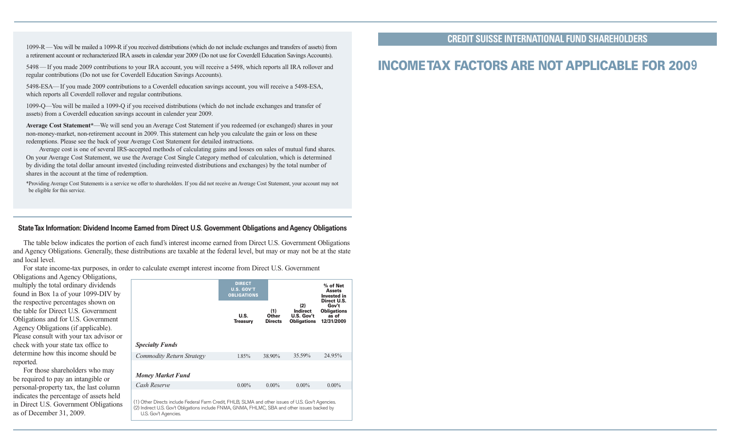1099-R — You will be mailed a 1099-R if you received distributions (which do not include exchanges and transfers of assets) from a retirement account or recharacterized IRA assets in calendar year 2009 (Do not use for Coverdell Education Savings Accounts).

5498 — If you made 2009 contributions to your IRA account, you will receive a 5498, which reports all IRA rollover and regular contributions (Do not use for Coverdell Education Savings Accounts).

5498-ESA— If you made 2009 contributions to a Coverdell education savings account, you will receive a 5498-ESA, which reports all Coverdell rollover and regular contributions.

1099-Q—You will be mailed a 1099-Q if you received distributions (which do not include exchanges and transfer of assets) from a Coverdell education savings account in calender year 2009.

**Average Cost Statement***—We will send you an Average Cost Statement if you redeemed (or exchanged) shares in your non-money-market, non-retirement account in 2009. This statement can help you calculate the gain or loss on these redemptions. Please see the back of your Average Cost Statement for detailed instructions.

Average cost is one of several IRS-accepted methods of calculating gains and losses on sales of mutual fund shares. On your Average Cost Statement, we use the Average Cost Single Category method of calculation, which is determined by dividing the total dollar amount invested (including reinvested distributions and exchanges) by the total number of shares in the account at the time of redemption.

*Providing Average Cost Statements is a service we offer to shareholders. If you did not receive an Average Cost Statement, your account may not be eligible for this service.

### State Tax Information: Dividend Income Earned from Direct U.S. Government Obligations and Agency Obligations

The table below indicates the portion of each fund's interest income earned from Direct U.S. Government Obligations and Agency Obligations. Generally, these distributions are taxable at the federal level, but may or may not be at the state and local level.

For state income-tax purposes, in order to calculate exempt interest income from Direct U.S. Government Obligations and Agency Obligations, multiply the total ordinary dividends found in Box 1a of your 1099-DIV by the respective percentages shown on the table for Direct U.S. Government Obligations and for U.S. Government Agency Obligations (if applicable). Please consult with your tax advisor or check with your state tax office to determine how this income should be reported.

For those shareholders who may be required to pay an intangible or personal-property tax, the last column indicates the percentage of assets held in Direct U.S. Government Obligations as of December 31, 2009.

| | DIRECT U.S. GOV'T OBLIGATIONS | | | |
|---|---|---|---|---|
| | U.S. Treasury | (1) Other Directs | (2) Indirect U.S. Gov't Obligations | % of Net Assets Invested in Direct U.S. Gov't Obligations as of 12/31/2009 |
| ***Specialty Funds*** | | | | |
| *Commodity Return Strategy* | 1.85% | 38.90% | 35.59% | 24.95% |
| ***Money Market Fund*** | | | | |
| *Cash Reserve* | 0.00% | 0.00% | 0.00% | 0.00% |

(1) Other Directs include Federal Farm Credit, FHLB, SLMA and other issues of U.S. Gov't Agencies.
(2) Indirect U.S. Gov't Obligations include FNMA, GNMA, FHLMC, SBA and other issues backed by U.S. Gov't Agencies.

## CREDIT SUISSE INTERNATIONAL FUND SHAREHOLDERS

# INCOME TAX FACTORS ARE NOT APPLICABLE FOR 2009